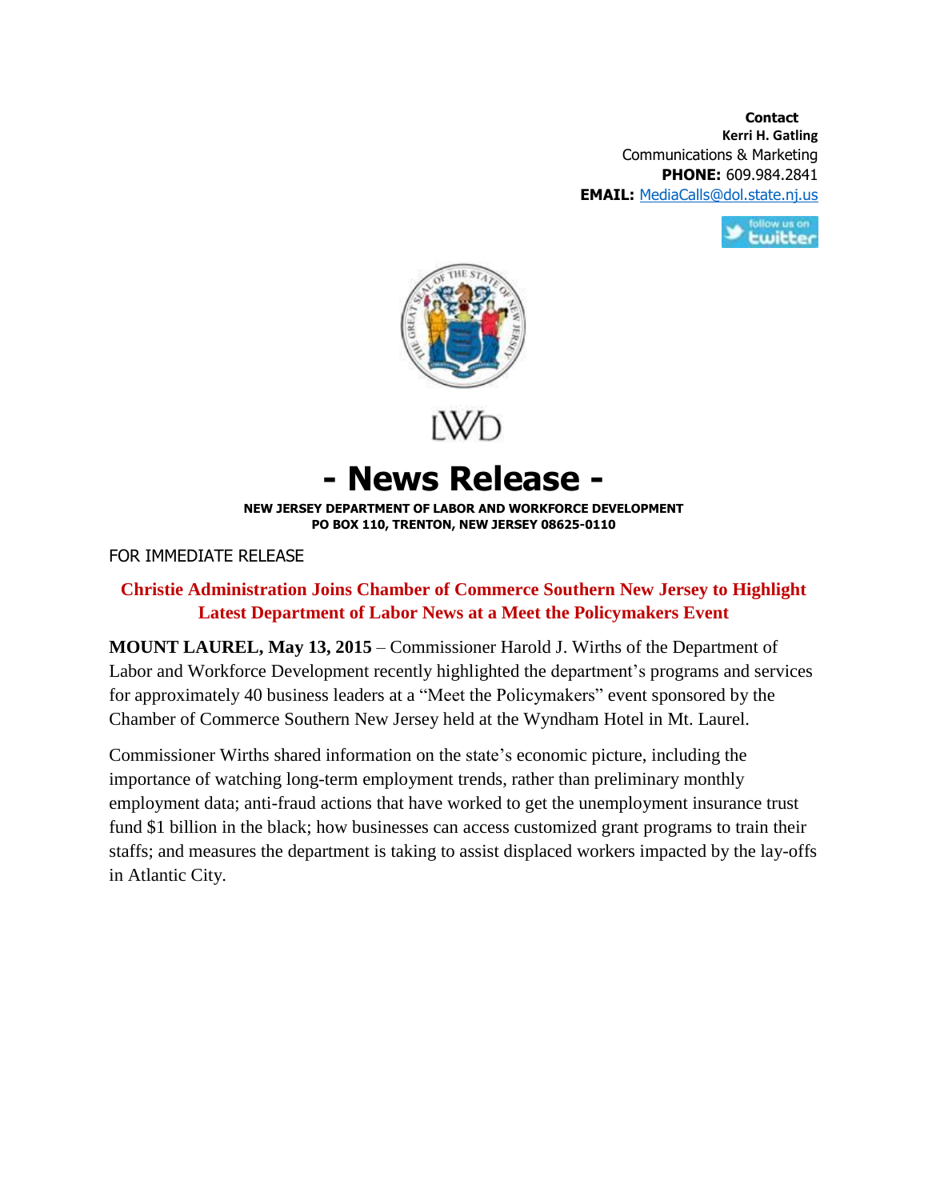**Contact**
**Kerri H. Gatling**
Communications & Marketing
**PHONE:** 609.984.2841
**EMAIL:** MediaCalls@dol.state.nj.us

LWD

# - News Release -

**NEW JERSEY DEPARTMENT OF LABOR AND WORKFORCE DEVELOPMENT**
**PO BOX 110, TRENTON, NEW JERSEY 08625-0110**

FOR IMMEDIATE RELEASE

## Christie Administration Joins Chamber of Commerce Southern New Jersey to Highlight Latest Department of Labor News at a Meet the Policymakers Event

**MOUNT LAUREL, May 13, 2015** – Commissioner Harold J. Wirths of the Department of Labor and Workforce Development recently highlighted the department's programs and services for approximately 40 business leaders at a "Meet the Policymakers" event sponsored by the Chamber of Commerce Southern New Jersey held at the Wyndham Hotel in Mt. Laurel.

Commissioner Wirths shared information on the state's economic picture, including the importance of watching long-term employment trends, rather than preliminary monthly employment data; anti-fraud actions that have worked to get the unemployment insurance trust fund $1 billion in the black; how businesses can access customized grant programs to train their staffs; and measures the department is taking to assist displaced workers impacted by the lay-offs in Atlantic City.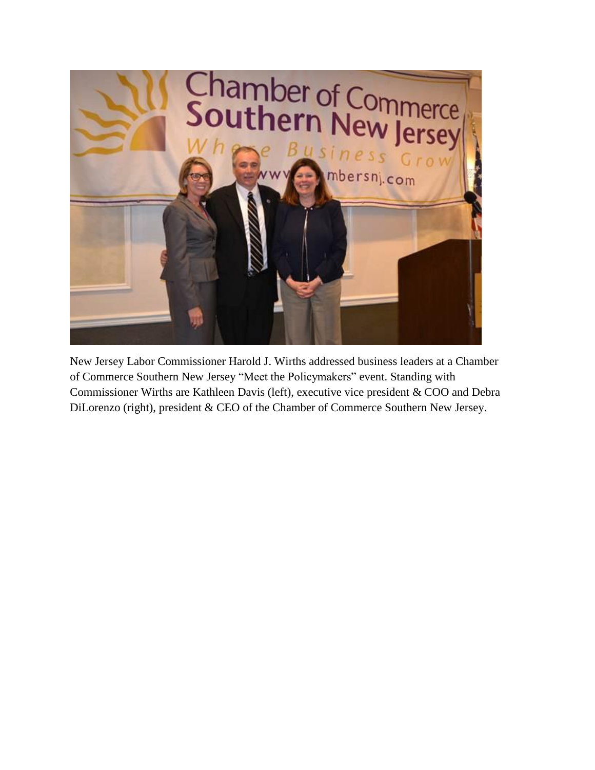New Jersey Labor Commissioner Harold J. Wirths addressed business leaders at a Chamber of Commerce Southern New Jersey "Meet the Policymakers" event. Standing with Commissioner Wirths are Kathleen Davis (left), executive vice president & COO and Debra DiLorenzo (right), president & CEO of the Chamber of Commerce Southern New Jersey.